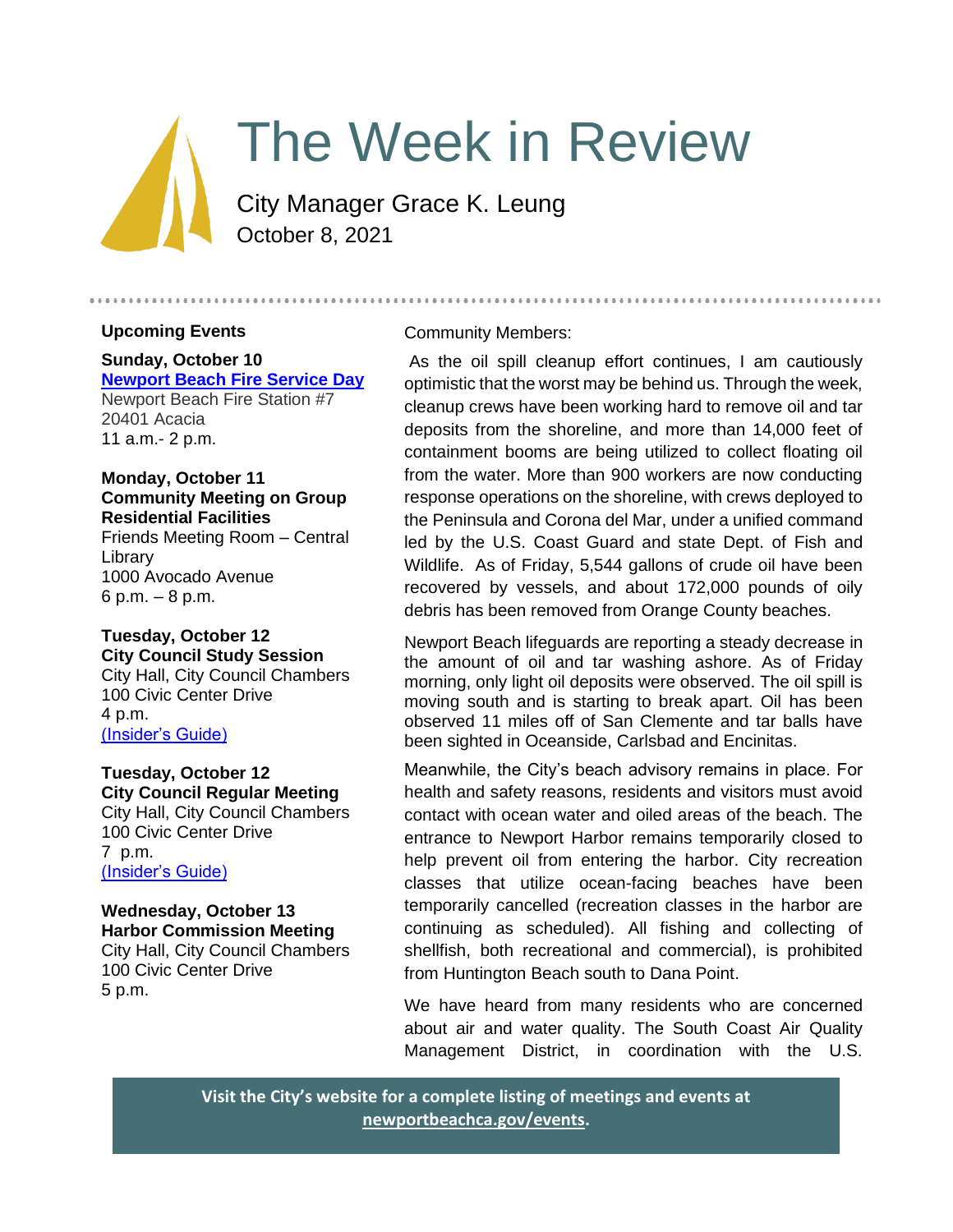# The Week in Review

City Manager Grace K. Leung
October 8, 2021

## Upcoming Events

**Sunday, October 10**
**[Newport Beach Fire Service Day](#)**
Newport Beach Fire Station #7
20401 Acacia
11 a.m.- 2 p.m.

**Monday, October 11**
**Community Meeting on Group Residential Facilities**
Friends Meeting Room – Central Library
1000 Avocado Avenue
6 p.m. – 8 p.m.

**Tuesday, October 12**
**City Council Study Session**
City Hall, City Council Chambers
100 Civic Center Drive
4 p.m.
(Insider's Guide)

**Tuesday, October 12**
**City Council Regular Meeting**
City Hall, City Council Chambers
100 Civic Center Drive
7 p.m.
(Insider's Guide)

**Wednesday, October 13**
**Harbor Commission Meeting**
City Hall, City Council Chambers
100 Civic Center Drive
5 p.m.

Community Members:

As the oil spill cleanup effort continues, I am cautiously optimistic that the worst may be behind us. Through the week, cleanup crews have been working hard to remove oil and tar deposits from the shoreline, and more than 14,000 feet of containment booms are being utilized to collect floating oil from the water. More than 900 workers are now conducting response operations on the shoreline, with crews deployed to the Peninsula and Corona del Mar, under a unified command led by the U.S. Coast Guard and state Dept. of Fish and Wildlife. As of Friday, 5,544 gallons of crude oil have been recovered by vessels, and about 172,000 pounds of oily debris has been removed from Orange County beaches.

Newport Beach lifeguards are reporting a steady decrease in the amount of oil and tar washing ashore. As of Friday morning, only light oil deposits were observed. The oil spill is moving south and is starting to break apart. Oil has been observed 11 miles off of San Clemente and tar balls have been sighted in Oceanside, Carlsbad and Encinitas.

Meanwhile, the City's beach advisory remains in place. For health and safety reasons, residents and visitors must avoid contact with ocean water and oiled areas of the beach. The entrance to Newport Harbor remains temporarily closed to help prevent oil from entering the harbor. City recreation classes that utilize ocean-facing beaches have been temporarily cancelled (recreation classes in the harbor are continuing as scheduled). All fishing and collecting of shellfish, both recreational and commercial), is prohibited from Huntington Beach south to Dana Point.

We have heard from many residents who are concerned about air and water quality. The South Coast Air Quality Management District, in coordination with the U.S.

**Visit the City's website for a complete listing of meetings and events at newportbeachca.gov/events.**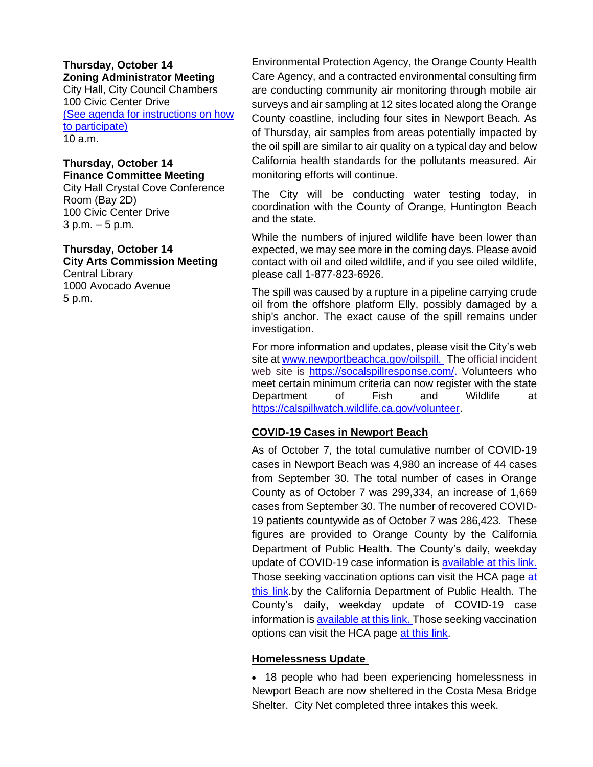**Thursday, October 14**
**Zoning Administrator Meeting**
City Hall, City Council Chambers
100 Civic Center Drive
(See agenda for instructions on how to participate)
10 a.m.

**Thursday, October 14**
**Finance Committee Meeting**
City Hall Crystal Cove Conference Room (Bay 2D)
100 Civic Center Drive
3 p.m. – 5 p.m.

**Thursday, October 14**
**City Arts Commission Meeting**
Central Library
1000 Avocado Avenue
5 p.m.

Environmental Protection Agency, the Orange County Health Care Agency, and a contracted environmental consulting firm are conducting community air monitoring through mobile air surveys and air sampling at 12 sites located along the Orange County coastline, including four sites in Newport Beach. As of Thursday, air samples from areas potentially impacted by the oil spill are similar to air quality on a typical day and below California health standards for the pollutants measured. Air monitoring efforts will continue.

The City will be conducting water testing today, in coordination with the County of Orange, Huntington Beach and the state.

While the numbers of injured wildlife have been lower than expected, we may see more in the coming days. Please avoid contact with oil and oiled wildlife, and if you see oiled wildlife, please call 1-877-823-6926.

The spill was caused by a rupture in a pipeline carrying crude oil from the offshore platform Elly, possibly damaged by a ship's anchor. The exact cause of the spill remains under investigation.

For more information and updates, please visit the City's web site at www.newportbeachca.gov/oilspill. The official incident web site is https://socalspillresponse.com/. Volunteers who meet certain minimum criteria can now register with the state Department of Fish and Wildlife at https://calspillwatch.wildlife.ca.gov/volunteer.

**COVID-19 Cases in Newport Beach**

As of October 7, the total cumulative number of COVID-19 cases in Newport Beach was 4,980 an increase of 44 cases from September 30. The total number of cases in Orange County as of October 7 was 299,334, an increase of 1,669 cases from September 30. The number of recovered COVID-19 patients countywide as of October 7 was 286,423. These figures are provided to Orange County by the California Department of Public Health. The County's daily, weekday update of COVID-19 case information is available at this link. Those seeking vaccination options can visit the HCA page at this link.by the California Department of Public Health. The County's daily, weekday update of COVID-19 case information is available at this link. Those seeking vaccination options can visit the HCA page at this link.

**Homelessness Update**

- 18 people who had been experiencing homelessness in Newport Beach are now sheltered in the Costa Mesa Bridge Shelter. City Net completed three intakes this week.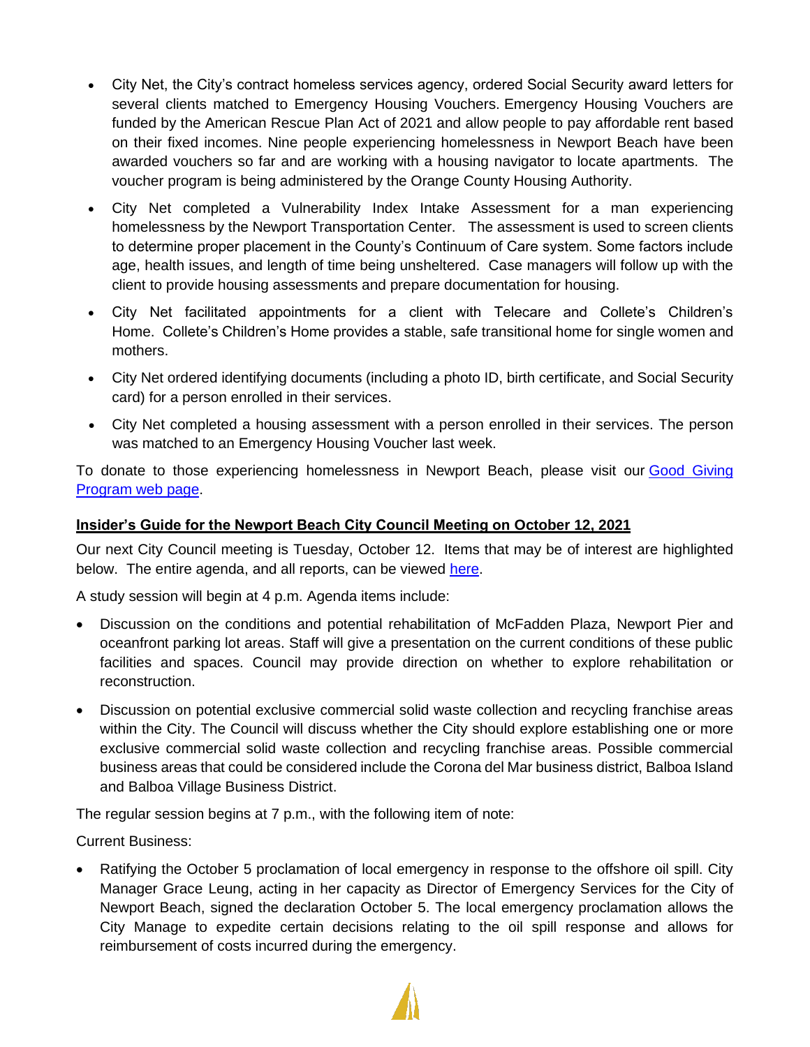- City Net, the City's contract homeless services agency, ordered Social Security award letters for several clients matched to Emergency Housing Vouchers. Emergency Housing Vouchers are funded by the American Rescue Plan Act of 2021 and allow people to pay affordable rent based on their fixed incomes. Nine people experiencing homelessness in Newport Beach have been awarded vouchers so far and are working with a housing navigator to locate apartments. The voucher program is being administered by the Orange County Housing Authority.
- City Net completed a Vulnerability Index Intake Assessment for a man experiencing homelessness by the Newport Transportation Center. The assessment is used to screen clients to determine proper placement in the County's Continuum of Care system. Some factors include age, health issues, and length of time being unsheltered. Case managers will follow up with the client to provide housing assessments and prepare documentation for housing.
- City Net facilitated appointments for a client with Telecare and Collete's Children's Home. Collete's Children's Home provides a stable, safe transitional home for single women and mothers.
- City Net ordered identifying documents (including a photo ID, birth certificate, and Social Security card) for a person enrolled in their services.
- City Net completed a housing assessment with a person enrolled in their services. The person was matched to an Emergency Housing Voucher last week.

To donate to those experiencing homelessness in Newport Beach, please visit our Good Giving Program web page.

**Insider's Guide for the Newport Beach City Council Meeting on October 12, 2021**

Our next City Council meeting is Tuesday, October 12. Items that may be of interest are highlighted below. The entire agenda, and all reports, can be viewed here.

A study session will begin at 4 p.m. Agenda items include:

- Discussion on the conditions and potential rehabilitation of McFadden Plaza, Newport Pier and oceanfront parking lot areas. Staff will give a presentation on the current conditions of these public facilities and spaces. Council may provide direction on whether to explore rehabilitation or reconstruction.
- Discussion on potential exclusive commercial solid waste collection and recycling franchise areas within the City. The Council will discuss whether the City should explore establishing one or more exclusive commercial solid waste collection and recycling franchise areas. Possible commercial business areas that could be considered include the Corona del Mar business district, Balboa Island and Balboa Village Business District.

The regular session begins at 7 p.m., with the following item of note:

Current Business:

- Ratifying the October 5 proclamation of local emergency in response to the offshore oil spill. City Manager Grace Leung, acting in her capacity as Director of Emergency Services for the City of Newport Beach, signed the declaration October 5. The local emergency proclamation allows the City Manage to expedite certain decisions relating to the oil spill response and allows for reimbursement of costs incurred during the emergency.